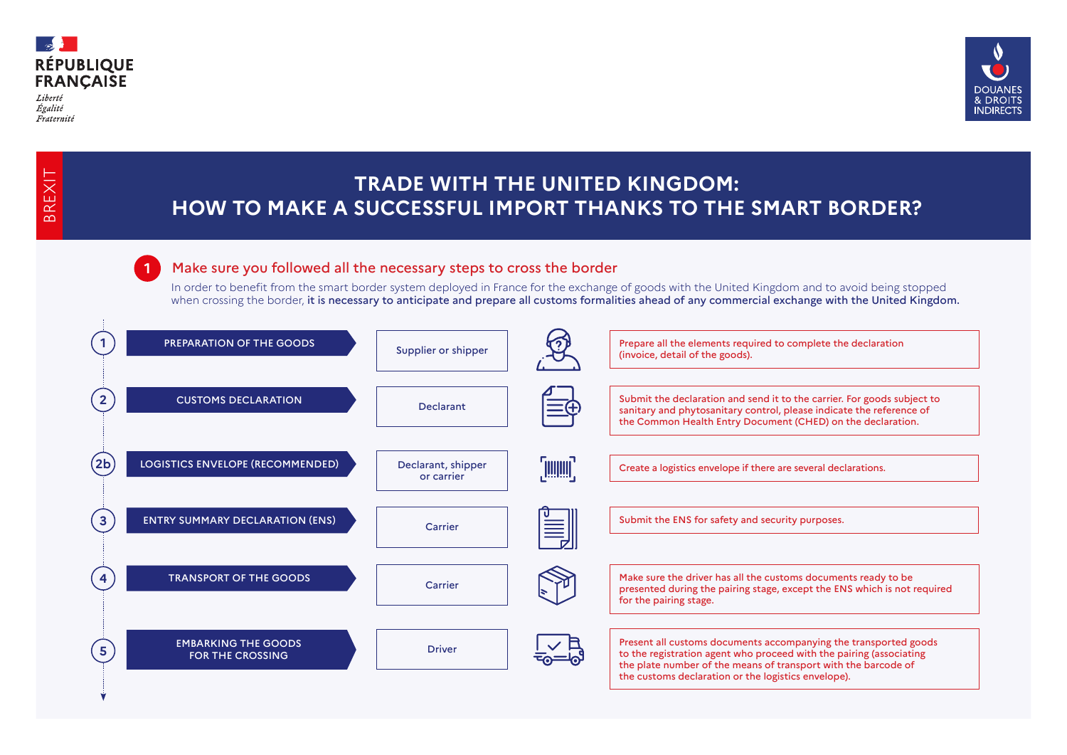RÉPUBLIQUE FRANÇAISE

*Liberté*
*Égalité*
*Fraternité*

DOUANES & DROITS INDIRECTS

BREXIT

# TRADE WITH THE UNITED KINGDOM: HOW TO MAKE A SUCCESSFUL IMPORT THANKS TO THE SMART BORDER?

## 1 Make sure you followed all the necessary steps to cross the border

In order to benefit from the smart border system deployed in France for the exchange of goods with the United Kingdom and to avoid being stopped when crossing the border, **it is necessary to anticipate and prepare all customs formalities ahead of any commercial exchange with the United Kingdom.**

| | | | |
|---|---|---|---|
| 1 | PREPARATION OF THE GOODS | Supplier or shipper | Prepare all the elements required to complete the declaration (invoice, detail of the goods). |
| 2 | CUSTOMS DECLARATION | Declarant | Submit the declaration and send it to the carrier. For goods subject to sanitary and phytosanitary control, please indicate the reference of the Common Health Entry Document (CHED) on the declaration. |
| 2b | LOGISTICS ENVELOPE (RECOMMENDED) | Declarant, shipper or carrier | Create a logistics envelope if there are several declarations. |
| 3 | ENTRY SUMMARY DECLARATION (ENS) | Carrier | Submit the ENS for safety and security purposes. |
| 4 | TRANSPORT OF THE GOODS | Carrier | Make sure the driver has all the customs documents ready to be presented during the pairing stage, except the ENS which is not required for the pairing stage. |
| 5 | EMBARKING THE GOODS FOR THE CROSSING | Driver | Present all customs documents accompanying the transported goods to the registration agent who proceed with the pairing (associating the plate number of the means of transport with the barcode of the customs declaration or the logistics envelope). |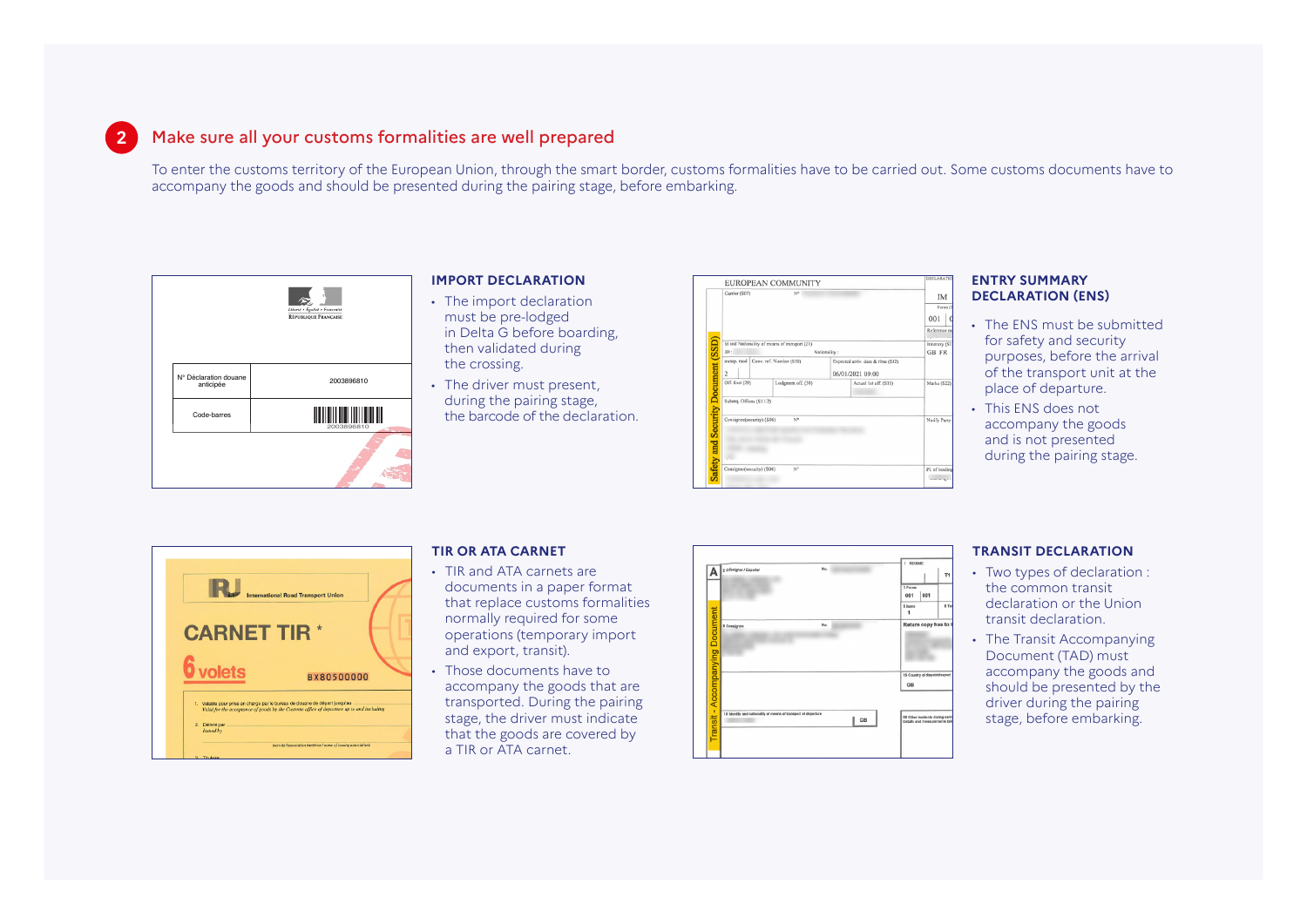## 2 Make sure all your customs formalities are well prepared

To enter the customs territory of the European Union, through the smart border, customs formalities have to be carried out. Some customs documents have to accompany the goods and should be presented during the pairing stage, before embarking.

### IMPORT DECLARATION

- The import declaration must be pre-lodged in Delta G before boarding, then validated during the crossing.
- The driver must present, during the pairing stage, the barcode of the declaration.

### ENTRY SUMMARY DECLARATION (ENS)

- The ENS must be submitted for safety and security purposes, before the arrival of the transport unit at the place of departure.
- This ENS does not accompany the goods and is not presented during the pairing stage.

### TIR OR ATA CARNET

- TIR and ATA carnets are documents in a paper format that replace customs formalities normally required for some operations (temporary import and export, transit).
- Those documents have to accompany the goods that are transported. During the pairing stage, the driver must indicate that the goods are covered by a TIR or ATA carnet.

### TRANSIT DECLARATION

- Two types of declaration : the common transit declaration or the Union transit declaration.
- The Transit Accompanying Document (TAD) must accompany the goods and should be presented by the driver during the pairing stage, before embarking.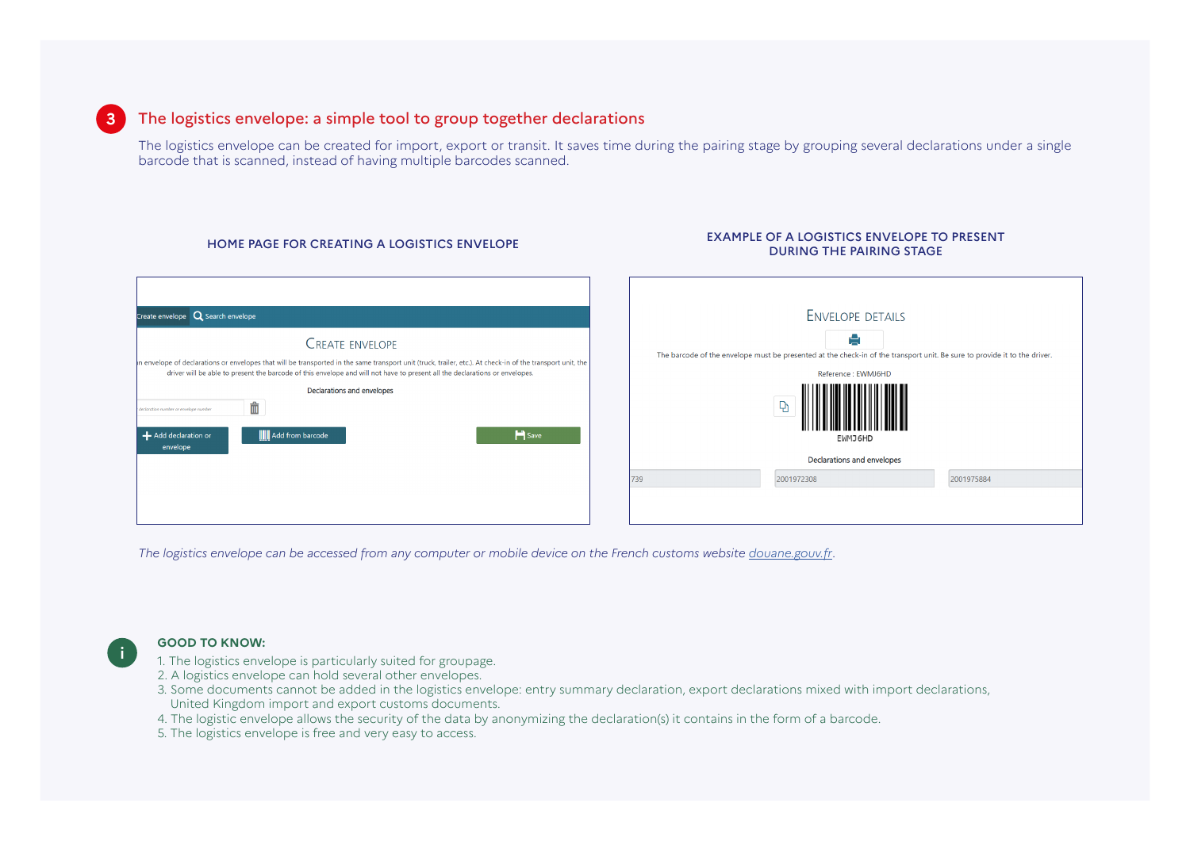## 3 The logistics envelope: a simple tool to group together declarations

The logistics envelope can be created for import, export or transit. It saves time during the pairing stage by grouping several declarations under a single barcode that is scanned, instead of having multiple barcodes scanned.

HOME PAGE FOR CREATING A LOGISTICS ENVELOPE

Create envelope
Search envelope

CREATE ENVELOPE

n envelope of declarations or envelopes that will be transported in the same transport unit (truck, trailer, etc.). At check-in of the transport unit, the driver will be able to present the barcode of this envelope and will not have to present all the declarations or envelopes.

Declarations and envelopes

declaration number or envelope number

Add declaration or envelope
Add from barcode
Save

EXAMPLE OF A LOGISTICS ENVELOPE TO PRESENT DURING THE PAIRING STAGE

ENVELOPE DETAILS

The barcode of the envelope must be presented at the check-in of the transport unit. Be sure to provide it to the driver.

Reference : EWMJ6HD

EWMJ6HD

Declarations and envelopes

739
2001972308
2001975884

*The logistics envelope can be accessed from any computer or mobile device on the French customs website douane.gouv.fr.*

**GOOD TO KNOW:**

1. The logistics envelope is particularly suited for groupage.
2. A logistics envelope can hold several other envelopes.
3. Some documents cannot be added in the logistics envelope: entry summary declaration, export declarations mixed with import declarations, United Kingdom import and export customs documents.
4. The logistic envelope allows the security of the data by anonymizing the declaration(s) it contains in the form of a barcode.
5. The logistics envelope is free and very easy to access.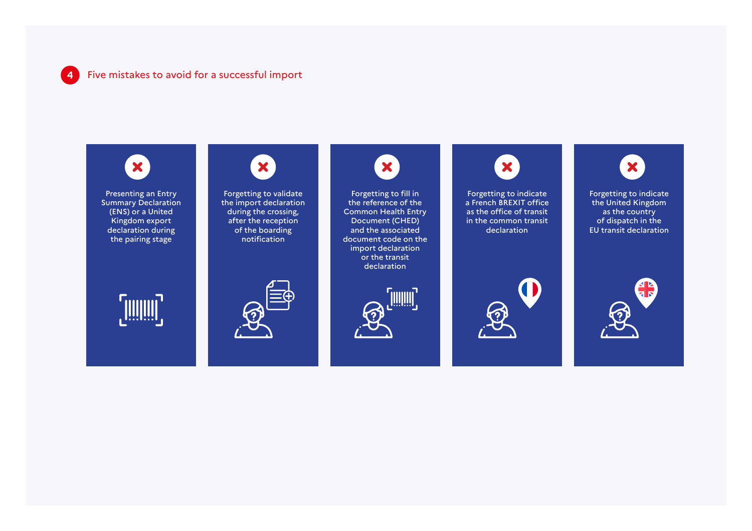## 4 Five mistakes to avoid for a successful import

- Presenting an Entry Summary Declaration (ENS) or a United Kingdom export declaration during the pairing stage

- Forgetting to validate the import declaration during the crossing, after the reception of the boarding notification

- Forgetting to fill in the reference of the Common Health Entry Document (CHED) and the associated document code on the import declaration or the transit declaration

- Forgetting to indicate a French BREXIT office as the office of transit in the common transit declaration

- Forgetting to indicate the United Kingdom as the country of dispatch in the EU transit declaration